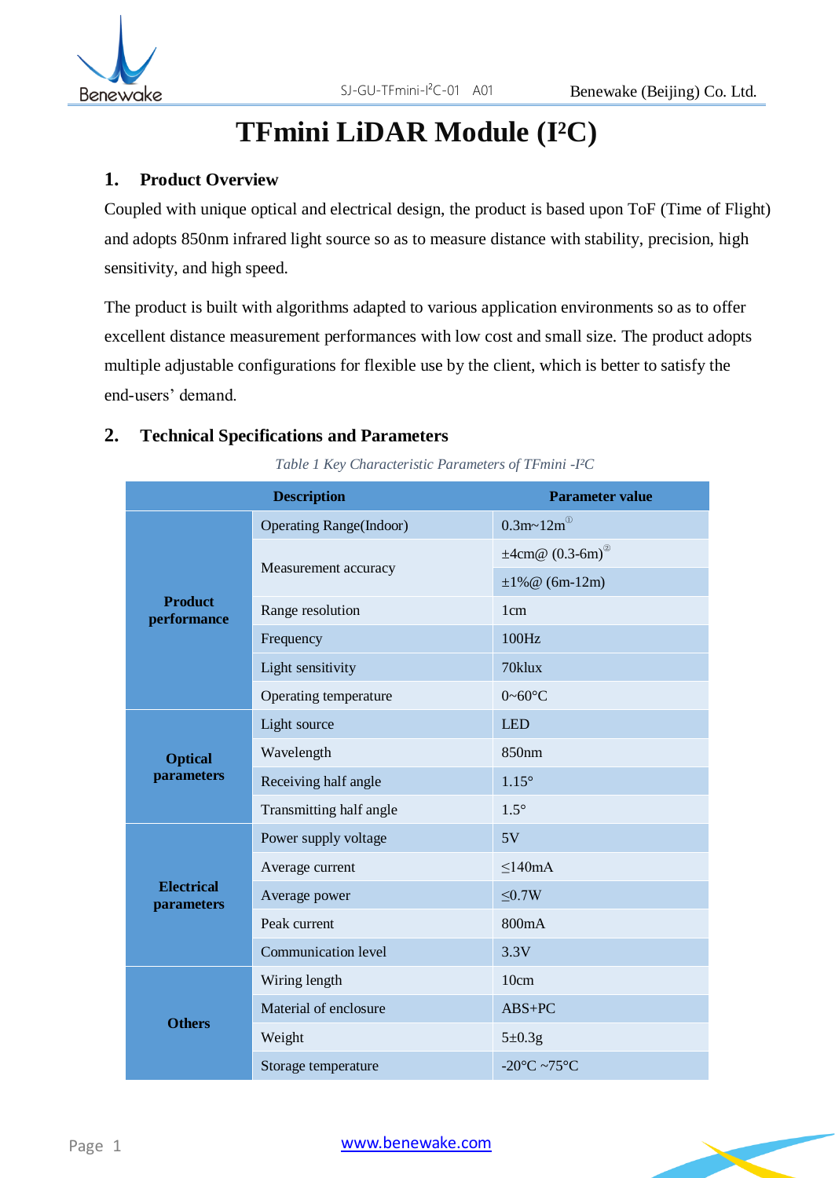# TFmini LiDAR Module ($I^2C$)

## 1. Product Overview

Coupled with unique optical and electrical design, the product is based upon ToF (Time of Flight) and adopts 850nm infrared light source so as to measure distance with stability, precision, high sensitivity, and high speed.

The product is built with algorithms adapted to various application environments so as to offer excellent distance measurement performances with low cost and small size. The product adopts multiple adjustable configurations for flexible use by the client, which is better to satisfy the end-users' demand.

## 2. Technical Specifications and Parameters

*Table 1 Key Characteristic Parameters of TFmini -$I^2C$*

| Description | | Parameter value |
|---|---|---|
| Product performance | Operating Range(Indoor) | 0.3m~12m① |
| | Measurement accuracy | ±4cm@ (0.3-6m)② |
| | | ±1%@ (6m-12m) |
| | Range resolution | 1cm |
| | Frequency | 100Hz |
| | Light sensitivity | 70klux |
| | Operating temperature | 0~60°C |
| Optical parameters | Light source | LED |
| | Wavelength | 850nm |
| | Receiving half angle | 1.15° |
| | Transmitting half angle | 1.5° |
| Electrical parameters | Power supply voltage | 5V |
| | Average current | ≤140mA |
| | Average power | ≤0.7W |
| | Peak current | 800mA |
| | Communication level | 3.3V |
| Others | Wiring length | 10cm |
| | Material of enclosure | ABS+PC |
| | Weight | 5±0.3g |
| | Storage temperature | -20°C ~75°C |

www.benewake.com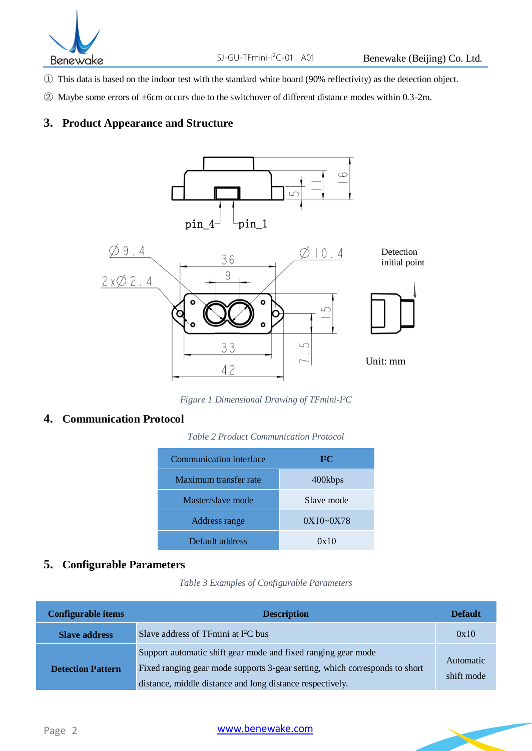① This data is based on the indoor test with the standard white board (90% reflectivity) as the detection object.

② Maybe some errors of ±6cm occurs due to the switchover of different distance modes within 0.3-2m.

## 3. Product Appearance and Structure

*Figure 1 Dimensional Drawing of TFmini-I²C*

## 4. Communication Protocol

*Table 2 Product Communication Protocol*

| Communication interface | I²C |
|---|---|
| Maximum transfer rate | 400kbps |
| Master/slave mode | Slave mode |
| Address range | 0X10~0X78 |
| Default address | 0x10 |

## 5. Configurable Parameters

*Table 3 Examples of Configurable Parameters*

| Configurable items | Description | Default |
|---|---|---|
| **Slave address** | Slave address of TFmini at I²C bus | 0x10 |
| **Detection Pattern** | Support automatic shift gear mode and fixed ranging gear mode<br>Fixed ranging gear mode supports 3-gear setting, which corresponds to short distance, middle distance and long distance respectively. | Automatic shift mode |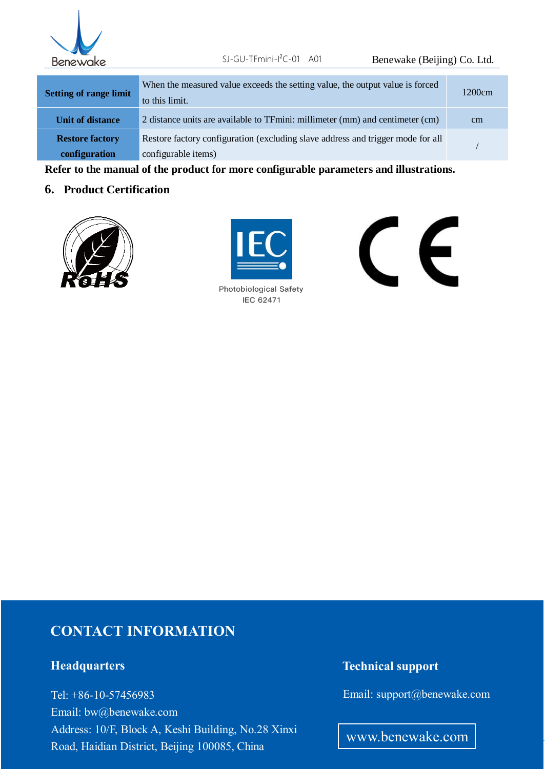| Setting of range limit | When the measured value exceeds the setting value, the output value is forced to this limit. | 1200cm |
|---|---|---|
| Unit of distance | 2 distance units are available to TFmini: millimeter (mm) and centimeter (cm) | cm |
| Restore factory configuration | Restore factory configuration (excluding slave address and trigger mode for all configurable items) | / |

**Refer to the manual of the product for more configurable parameters and illustrations.**

## 6. Product Certification

Photobiological Safety
IEC 62471

## CONTACT INFORMATION

### Headquarters

Tel: +86-10-57456983
Email: bw@benewake.com
Address: 10/F, Block A, Keshi Building, No.28 Xinxi Road, Haidian District, Beijing 100085, China

### Technical support

Email: support@benewake.com

www.benewake.com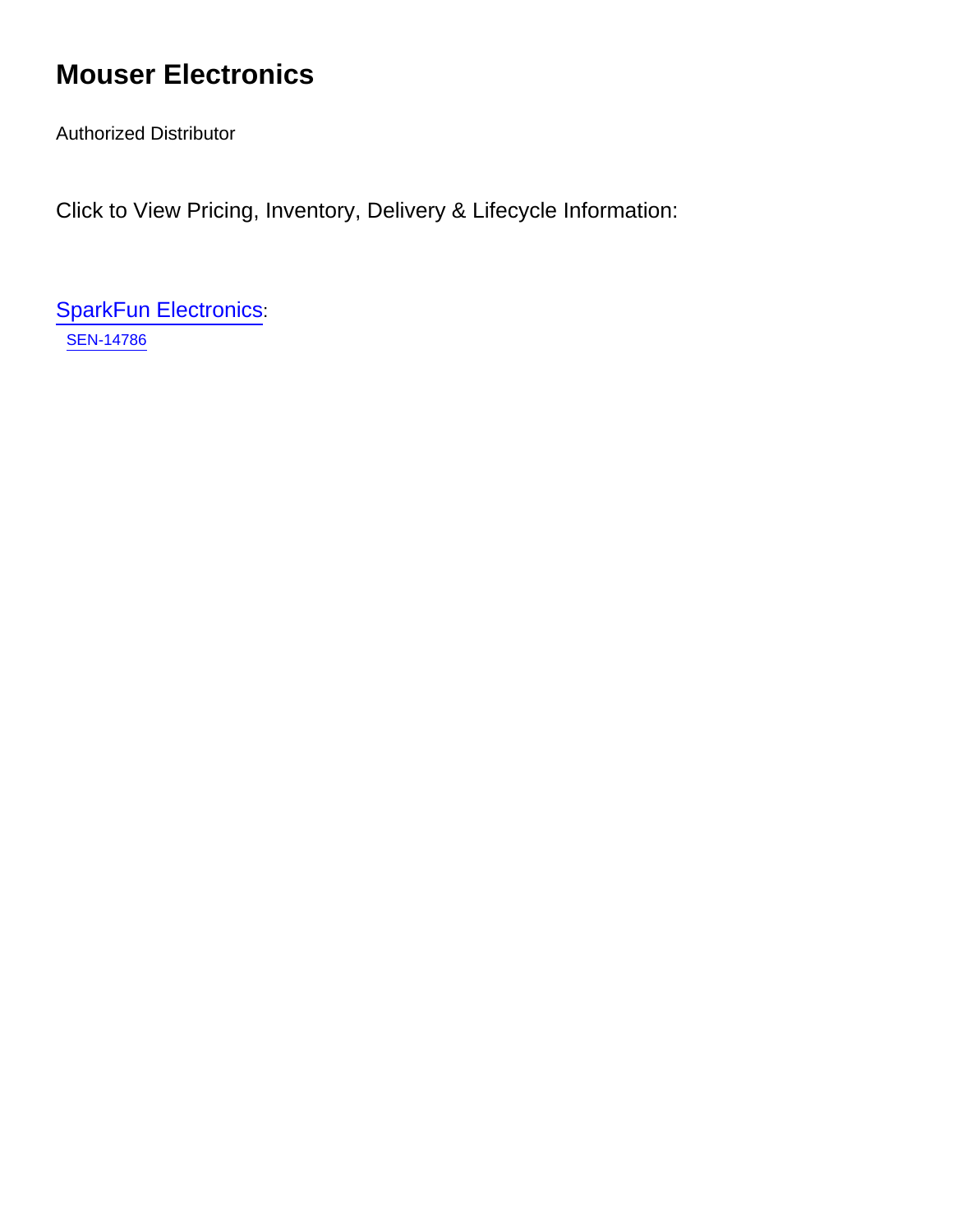# Mouser Electronics

Authorized Distributor

Click to View Pricing, Inventory, Delivery & Lifecycle Information:

SparkFun Electronics:

SEN-14786